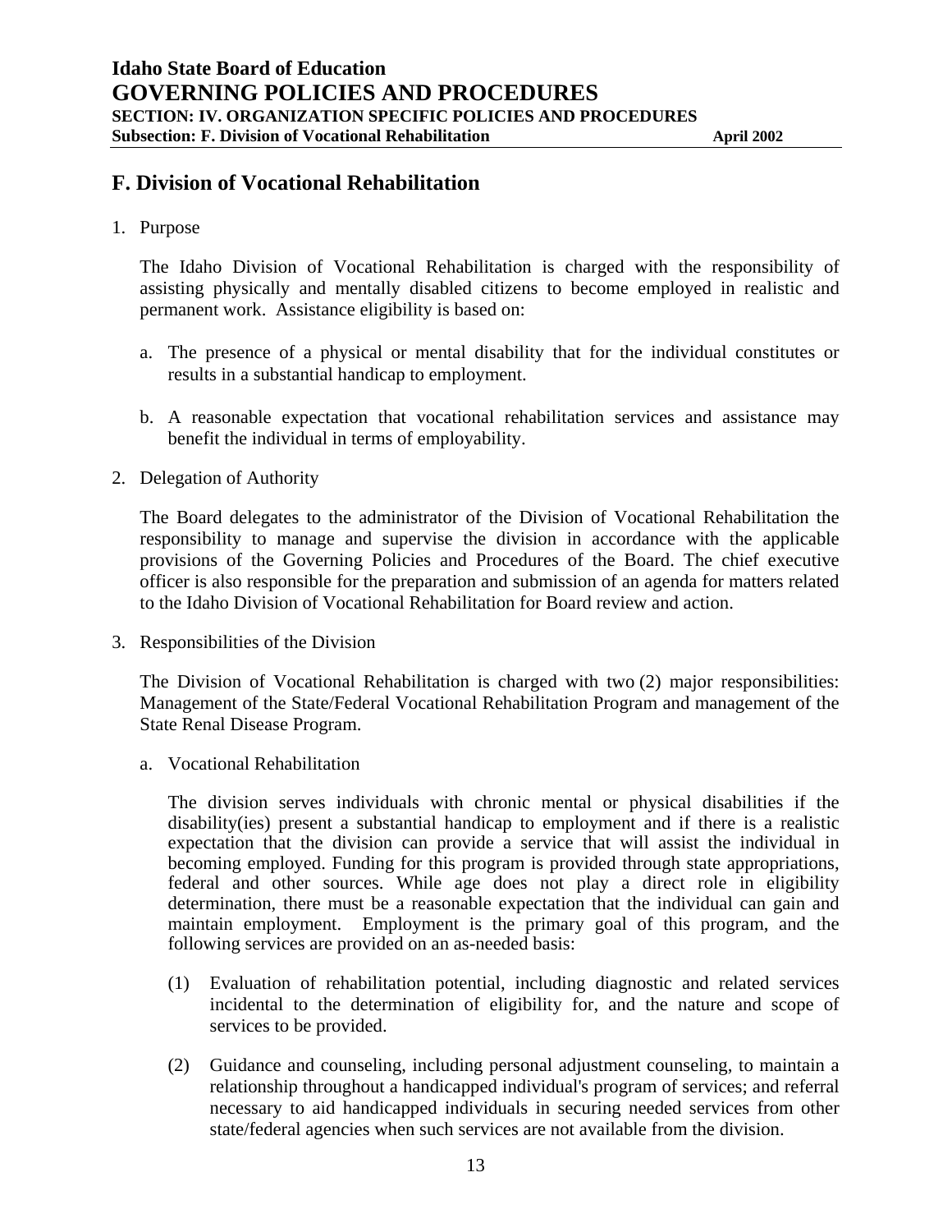## F. Division of Vocational Rehabilitation

1. Purpose

   The Idaho Division of Vocational Rehabilitation is charged with the responsibility of assisting physically and mentally disabled citizens to become employed in realistic and permanent work. Assistance eligibility is based on:

   a. The presence of a physical or mental disability that for the individual constitutes or results in a substantial handicap to employment.

   b. A reasonable expectation that vocational rehabilitation services and assistance may benefit the individual in terms of employability.

2. Delegation of Authority

   The Board delegates to the administrator of the Division of Vocational Rehabilitation the responsibility to manage and supervise the division in accordance with the applicable provisions of the Governing Policies and Procedures of the Board. The chief executive officer is also responsible for the preparation and submission of an agenda for matters related to the Idaho Division of Vocational Rehabilitation for Board review and action.

3. Responsibilities of the Division

   The Division of Vocational Rehabilitation is charged with two (2) major responsibilities: Management of the State/Federal Vocational Rehabilitation Program and management of the State Renal Disease Program.

   a. Vocational Rehabilitation

      The division serves individuals with chronic mental or physical disabilities if the disability(ies) present a substantial handicap to employment and if there is a realistic expectation that the division can provide a service that will assist the individual in becoming employed. Funding for this program is provided through state appropriations, federal and other sources. While age does not play a direct role in eligibility determination, there must be a reasonable expectation that the individual can gain and maintain employment. Employment is the primary goal of this program, and the following services are provided on an as-needed basis:

      (1) Evaluation of rehabilitation potential, including diagnostic and related services incidental to the determination of eligibility for, and the nature and scope of services to be provided.

      (2) Guidance and counseling, including personal adjustment counseling, to maintain a relationship throughout a handicapped individual's program of services; and referral necessary to aid handicapped individuals in securing needed services from other state/federal agencies when such services are not available from the division.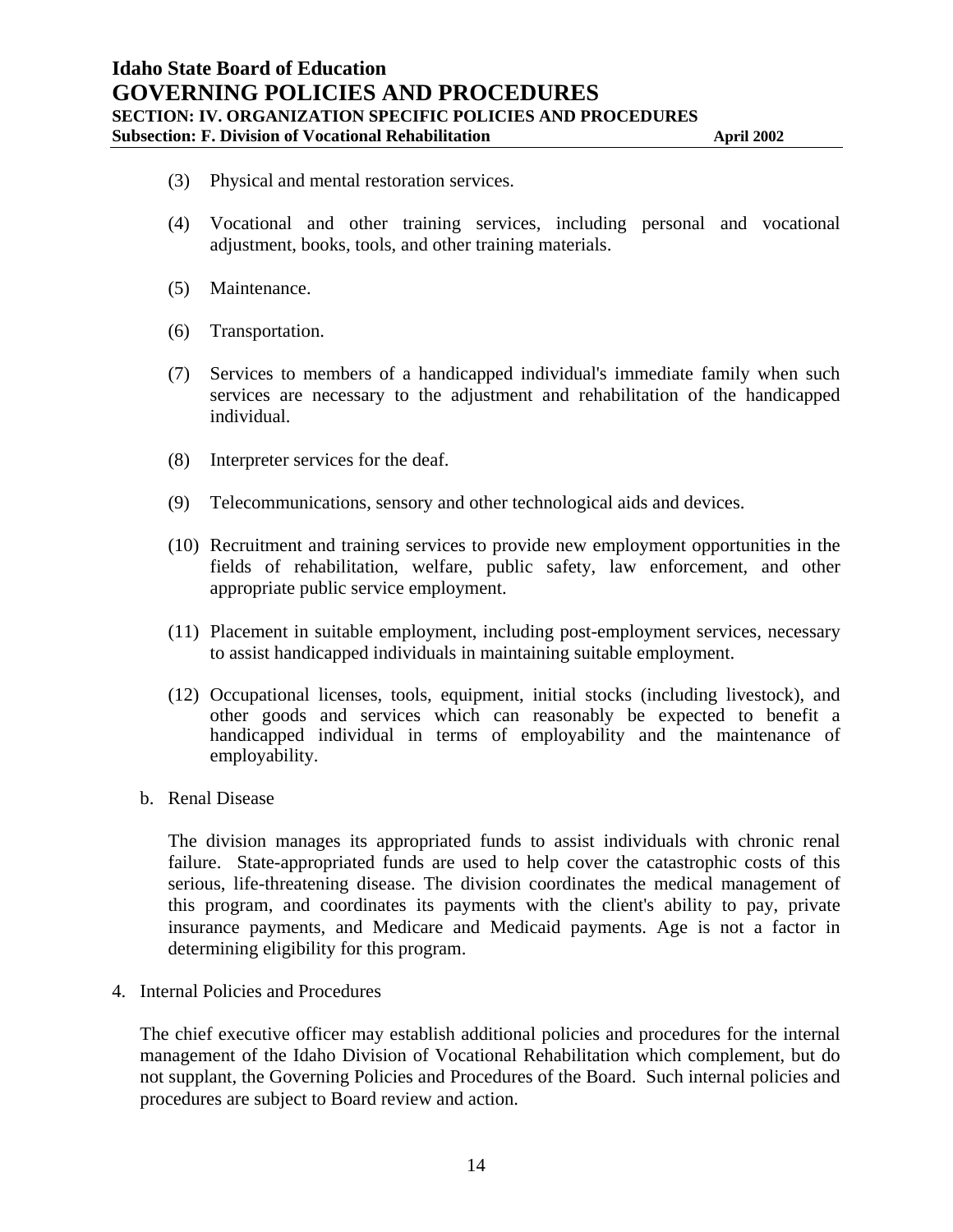(3) Physical and mental restoration services.

(4) Vocational and other training services, including personal and vocational adjustment, books, tools, and other training materials.

(5) Maintenance.

(6) Transportation.

(7) Services to members of a handicapped individual's immediate family when such services are necessary to the adjustment and rehabilitation of the handicapped individual.

(8) Interpreter services for the deaf.

(9) Telecommunications, sensory and other technological aids and devices.

(10) Recruitment and training services to provide new employment opportunities in the fields of rehabilitation, welfare, public safety, law enforcement, and other appropriate public service employment.

(11) Placement in suitable employment, including post-employment services, necessary to assist handicapped individuals in maintaining suitable employment.

(12) Occupational licenses, tools, equipment, initial stocks (including livestock), and other goods and services which can reasonably be expected to benefit a handicapped individual in terms of employability and the maintenance of employability.

b. Renal Disease

The division manages its appropriated funds to assist individuals with chronic renal failure. State-appropriated funds are used to help cover the catastrophic costs of this serious, life-threatening disease. The division coordinates the medical management of this program, and coordinates its payments with the client's ability to pay, private insurance payments, and Medicare and Medicaid payments. Age is not a factor in determining eligibility for this program.

4. Internal Policies and Procedures

The chief executive officer may establish additional policies and procedures for the internal management of the Idaho Division of Vocational Rehabilitation which complement, but do not supplant, the Governing Policies and Procedures of the Board. Such internal policies and procedures are subject to Board review and action.